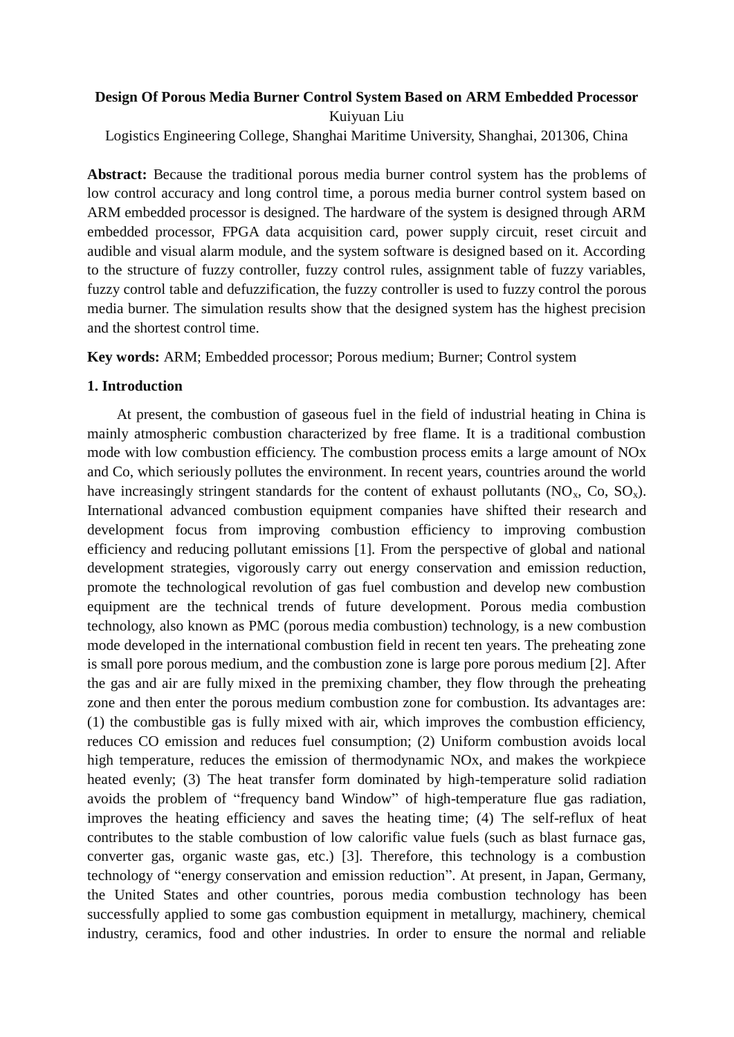# Design Of Porous Media Burner Control System Based on ARM Embedded Processor

Kuiyuan Liu

Logistics Engineering College, Shanghai Maritime University, Shanghai, 201306, China

**Abstract:** Because the traditional porous media burner control system has the problems of low control accuracy and long control time, a porous media burner control system based on ARM embedded processor is designed. The hardware of the system is designed through ARM embedded processor, FPGA data acquisition card, power supply circuit, reset circuit and audible and visual alarm module, and the system software is designed based on it. According to the structure of fuzzy controller, fuzzy control rules, assignment table of fuzzy variables, fuzzy control table and defuzzification, the fuzzy controller is used to fuzzy control the porous media burner. The simulation results show that the designed system has the highest precision and the shortest control time.

**Key words:** ARM; Embedded processor; Porous medium; Burner; Control system

## 1. Introduction

At present, the combustion of gaseous fuel in the field of industrial heating in China is mainly atmospheric combustion characterized by free flame. It is a traditional combustion mode with low combustion efficiency. The combustion process emits a large amount of NOx and Co, which seriously pollutes the environment. In recent years, countries around the world have increasingly stringent standards for the content of exhaust pollutants ($NO_x$, Co, $SO_x$). International advanced combustion equipment companies have shifted their research and development focus from improving combustion efficiency to improving combustion efficiency and reducing pollutant emissions [1]. From the perspective of global and national development strategies, vigorously carry out energy conservation and emission reduction, promote the technological revolution of gas fuel combustion and develop new combustion equipment are the technical trends of future development. Porous media combustion technology, also known as PMC (porous media combustion) technology, is a new combustion mode developed in the international combustion field in recent ten years. The preheating zone is small pore porous medium, and the combustion zone is large pore porous medium [2]. After the gas and air are fully mixed in the premixing chamber, they flow through the preheating zone and then enter the porous medium combustion zone for combustion. Its advantages are: (1) the combustible gas is fully mixed with air, which improves the combustion efficiency, reduces CO emission and reduces fuel consumption; (2) Uniform combustion avoids local high temperature, reduces the emission of thermodynamic NOx, and makes the workpiece heated evenly; (3) The heat transfer form dominated by high-temperature solid radiation avoids the problem of "frequency band Window" of high-temperature flue gas radiation, improves the heating efficiency and saves the heating time; (4) The self-reflux of heat contributes to the stable combustion of low calorific value fuels (such as blast furnace gas, converter gas, organic waste gas, etc.) [3]. Therefore, this technology is a combustion technology of "energy conservation and emission reduction". At present, in Japan, Germany, the United States and other countries, porous media combustion technology has been successfully applied to some gas combustion equipment in metallurgy, machinery, chemical industry, ceramics, food and other industries. In order to ensure the normal and reliable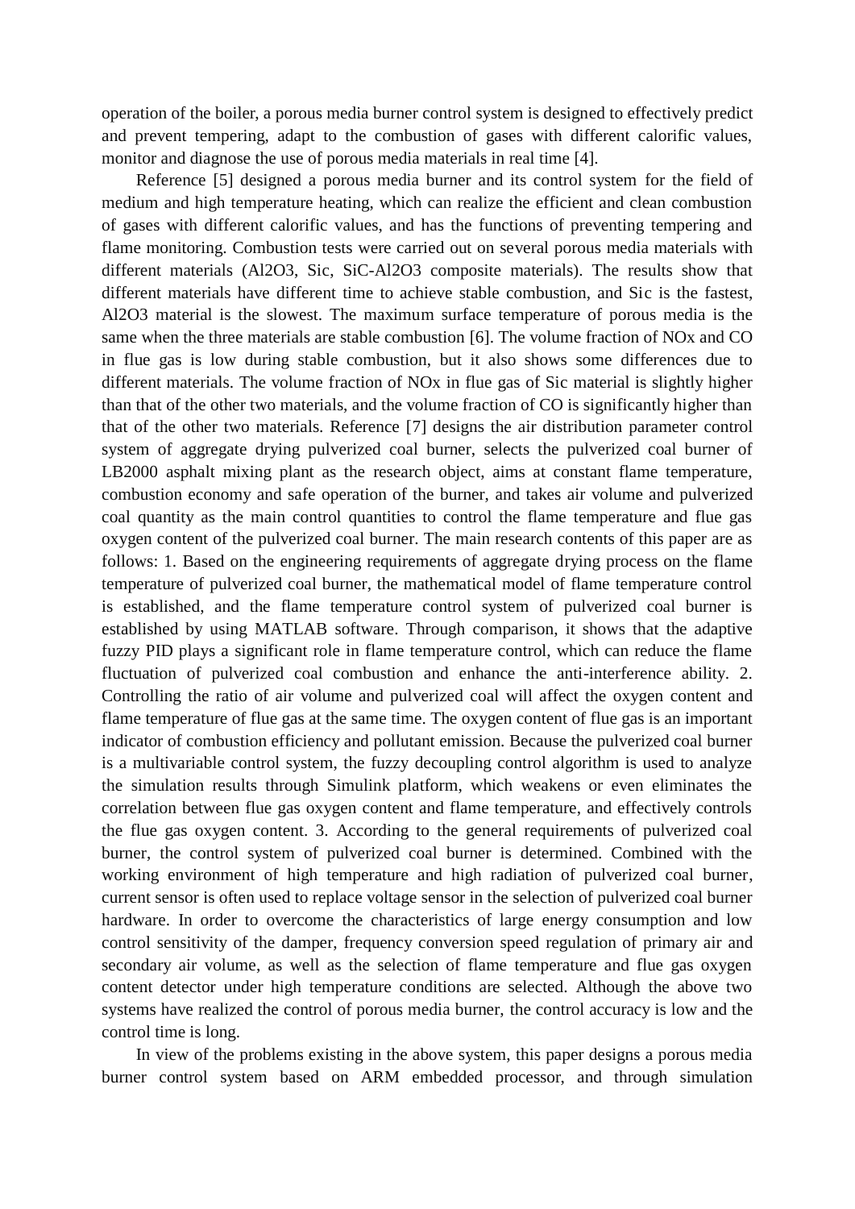operation of the boiler, a porous media burner control system is designed to effectively predict and prevent tempering, adapt to the combustion of gases with different calorific values, monitor and diagnose the use of porous media materials in real time [4].

Reference [5] designed a porous media burner and its control system for the field of medium and high temperature heating, which can realize the efficient and clean combustion of gases with different calorific values, and has the functions of preventing tempering and flame monitoring. Combustion tests were carried out on several porous media materials with different materials ($Al_2O_3$, Sic, SiC-$Al_2O_3$ composite materials). The results show that different materials have different time to achieve stable combustion, and Sic is the fastest, $Al_2O_3$ material is the slowest. The maximum surface temperature of porous media is the same when the three materials are stable combustion [6]. The volume fraction of $NO_x$ and CO in flue gas is low during stable combustion, but it also shows some differences due to different materials. The volume fraction of $NO_x$ in flue gas of Sic material is slightly higher than that of the other two materials, and the volume fraction of CO is significantly higher than that of the other two materials. Reference [7] designs the air distribution parameter control system of aggregate drying pulverized coal burner, selects the pulverized coal burner of LB2000 asphalt mixing plant as the research object, aims at constant flame temperature, combustion economy and safe operation of the burner, and takes air volume and pulverized coal quantity as the main control quantities to control the flame temperature and flue gas oxygen content of the pulverized coal burner. The main research contents of this paper are as follows: 1. Based on the engineering requirements of aggregate drying process on the flame temperature of pulverized coal burner, the mathematical model of flame temperature control is established, and the flame temperature control system of pulverized coal burner is established by using MATLAB software. Through comparison, it shows that the adaptive fuzzy PID plays a significant role in flame temperature control, which can reduce the flame fluctuation of pulverized coal combustion and enhance the anti-interference ability. 2. Controlling the ratio of air volume and pulverized coal will affect the oxygen content and flame temperature of flue gas at the same time. The oxygen content of flue gas is an important indicator of combustion efficiency and pollutant emission. Because the pulverized coal burner is a multivariable control system, the fuzzy decoupling control algorithm is used to analyze the simulation results through Simulink platform, which weakens or even eliminates the correlation between flue gas oxygen content and flame temperature, and effectively controls the flue gas oxygen content. 3. According to the general requirements of pulverized coal burner, the control system of pulverized coal burner is determined. Combined with the working environment of high temperature and high radiation of pulverized coal burner, current sensor is often used to replace voltage sensor in the selection of pulverized coal burner hardware. In order to overcome the characteristics of large energy consumption and low control sensitivity of the damper, frequency conversion speed regulation of primary air and secondary air volume, as well as the selection of flame temperature and flue gas oxygen content detector under high temperature conditions are selected. Although the above two systems have realized the control of porous media burner, the control accuracy is low and the control time is long.

In view of the problems existing in the above system, this paper designs a porous media burner control system based on ARM embedded processor, and through simulation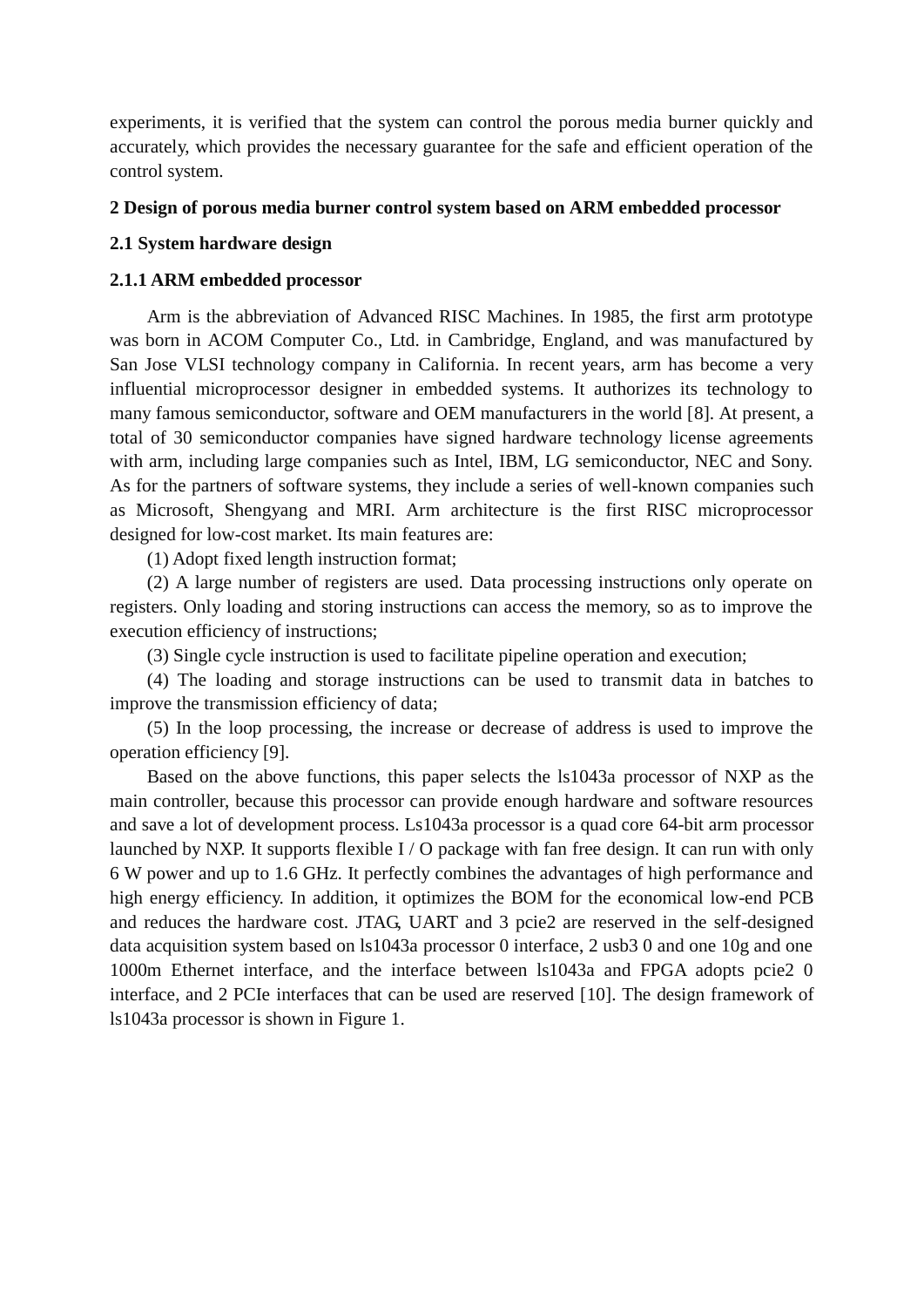experiments, it is verified that the system can control the porous media burner quickly and accurately, which provides the necessary guarantee for the safe and efficient operation of the control system.

## 2 Design of porous media burner control system based on ARM embedded processor

### 2.1 System hardware design

#### 2.1.1 ARM embedded processor

Arm is the abbreviation of Advanced RISC Machines. In 1985, the first arm prototype was born in ACOM Computer Co., Ltd. in Cambridge, England, and was manufactured by San Jose VLSI technology company in California. In recent years, arm has become a very influential microprocessor designer in embedded systems. It authorizes its technology to many famous semiconductor, software and OEM manufacturers in the world [8]. At present, a total of 30 semiconductor companies have signed hardware technology license agreements with arm, including large companies such as Intel, IBM, LG semiconductor, NEC and Sony. As for the partners of software systems, they include a series of well-known companies such as Microsoft, Shengyang and MRI. Arm architecture is the first RISC microprocessor designed for low-cost market. Its main features are:

(1) Adopt fixed length instruction format;

(2) A large number of registers are used. Data processing instructions only operate on registers. Only loading and storing instructions can access the memory, so as to improve the execution efficiency of instructions;

(3) Single cycle instruction is used to facilitate pipeline operation and execution;

(4) The loading and storage instructions can be used to transmit data in batches to improve the transmission efficiency of data;

(5) In the loop processing, the increase or decrease of address is used to improve the operation efficiency [9].

Based on the above functions, this paper selects the ls1043a processor of NXP as the main controller, because this processor can provide enough hardware and software resources and save a lot of development process. Ls1043a processor is a quad core 64-bit arm processor launched by NXP. It supports flexible I / O package with fan free design. It can run with only 6 W power and up to 1.6 GHz. It perfectly combines the advantages of high performance and high energy efficiency. In addition, it optimizes the BOM for the economical low-end PCB and reduces the hardware cost. JTAG, UART and 3 pcie2 are reserved in the self-designed data acquisition system based on ls1043a processor 0 interface, 2 usb3 0 and one 10g and one 1000m Ethernet interface, and the interface between ls1043a and FPGA adopts pcie2 0 interface, and 2 PCIe interfaces that can be used are reserved [10]. The design framework of ls1043a processor is shown in Figure 1.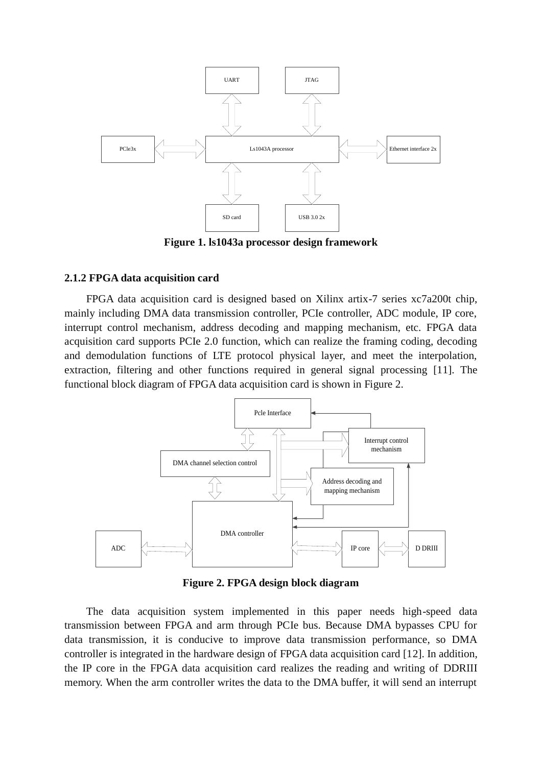**Figure 1. ls1043a processor design framework**

### 2.1.2 FPGA data acquisition card

FPGA data acquisition card is designed based on Xilinx artix-7 series xc7a200t chip, mainly including DMA data transmission controller, PCIe controller, ADC module, IP core, interrupt control mechanism, address decoding and mapping mechanism, etc. FPGA data acquisition card supports PCIe 2.0 function, which can realize the framing coding, decoding and demodulation functions of LTE protocol physical layer, and meet the interpolation, extraction, filtering and other functions required in general signal processing [11]. The functional block diagram of FPGA data acquisition card is shown in Figure 2.

**Figure 2. FPGA design block diagram**

The data acquisition system implemented in this paper needs high-speed data transmission between FPGA and arm through PCIe bus. Because DMA bypasses CPU for data transmission, it is conducive to improve data transmission performance, so DMA controller is integrated in the hardware design of FPGA data acquisition card [12]. In addition, the IP core in the FPGA data acquisition card realizes the reading and writing of DDRIII memory. When the arm controller writes the data to the DMA buffer, it will send an interrupt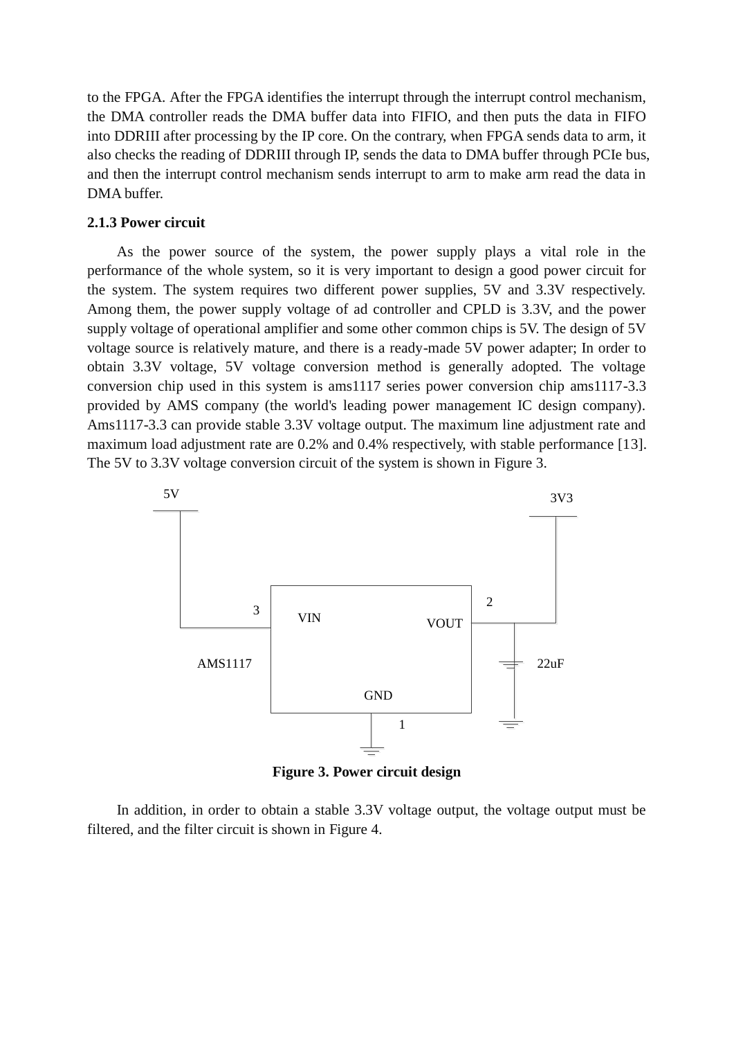to the FPGA. After the FPGA identifies the interrupt through the interrupt control mechanism, the DMA controller reads the DMA buffer data into FIFIO, and then puts the data in FIFO into DDRIII after processing by the IP core. On the contrary, when FPGA sends data to arm, it also checks the reading of DDRIII through IP, sends the data to DMA buffer through PCIe bus, and then the interrupt control mechanism sends interrupt to arm to make arm read the data in DMA buffer.

### 2.1.3 Power circuit

As the power source of the system, the power supply plays a vital role in the performance of the whole system, so it is very important to design a good power circuit for the system. The system requires two different power supplies, 5V and 3.3V respectively. Among them, the power supply voltage of ad controller and CPLD is 3.3V, and the power supply voltage of operational amplifier and some other common chips is 5V. The design of 5V voltage source is relatively mature, and there is a ready-made 5V power adapter; In order to obtain 3.3V voltage, 5V voltage conversion method is generally adopted. The voltage conversion chip used in this system is ams1117 series power conversion chip ams1117-3.3 provided by AMS company (the world's leading power management IC design company). Ams1117-3.3 can provide stable 3.3V voltage output. The maximum line adjustment rate and maximum load adjustment rate are 0.2% and 0.4% respectively, with stable performance [13]. The 5V to 3.3V voltage conversion circuit of the system is shown in Figure 3.

5V

3V3

3 VIN VOUT 2

AMS1117

22uF

GND

1

**Figure 3. Power circuit design**

In addition, in order to obtain a stable 3.3V voltage output, the voltage output must be filtered, and the filter circuit is shown in Figure 4.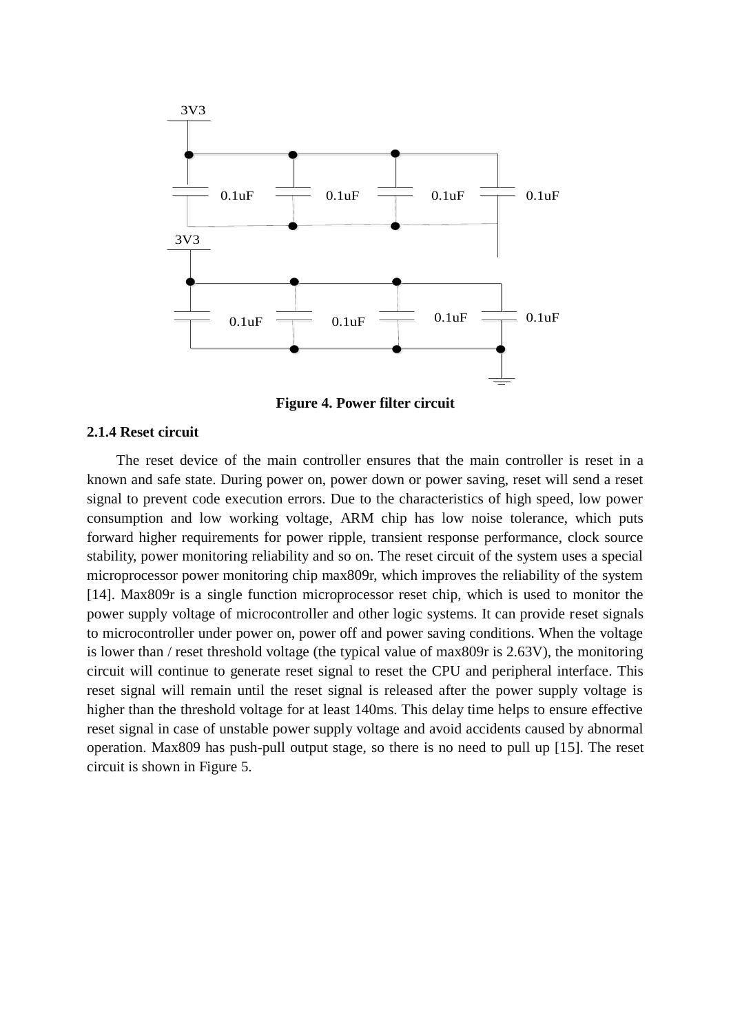**Figure 4. Power filter circuit**

### 2.1.4 Reset circuit

The reset device of the main controller ensures that the main controller is reset in a known and safe state. During power on, power down or power saving, reset will send a reset signal to prevent code execution errors. Due to the characteristics of high speed, low power consumption and low working voltage, ARM chip has low noise tolerance, which puts forward higher requirements for power ripple, transient response performance, clock source stability, power monitoring reliability and so on. The reset circuit of the system uses a special microprocessor power monitoring chip max809r, which improves the reliability of the system [14]. Max809r is a single function microprocessor reset chip, which is used to monitor the power supply voltage of microcontroller and other logic systems. It can provide reset signals to microcontroller under power on, power off and power saving conditions. When the voltage is lower than / reset threshold voltage (the typical value of max809r is 2.63V), the monitoring circuit will continue to generate reset signal to reset the CPU and peripheral interface. This reset signal will remain until the reset signal is released after the power supply voltage is higher than the threshold voltage for at least 140ms. This delay time helps to ensure effective reset signal in case of unstable power supply voltage and avoid accidents caused by abnormal operation. Max809 has push-pull output stage, so there is no need to pull up [15]. The reset circuit is shown in Figure 5.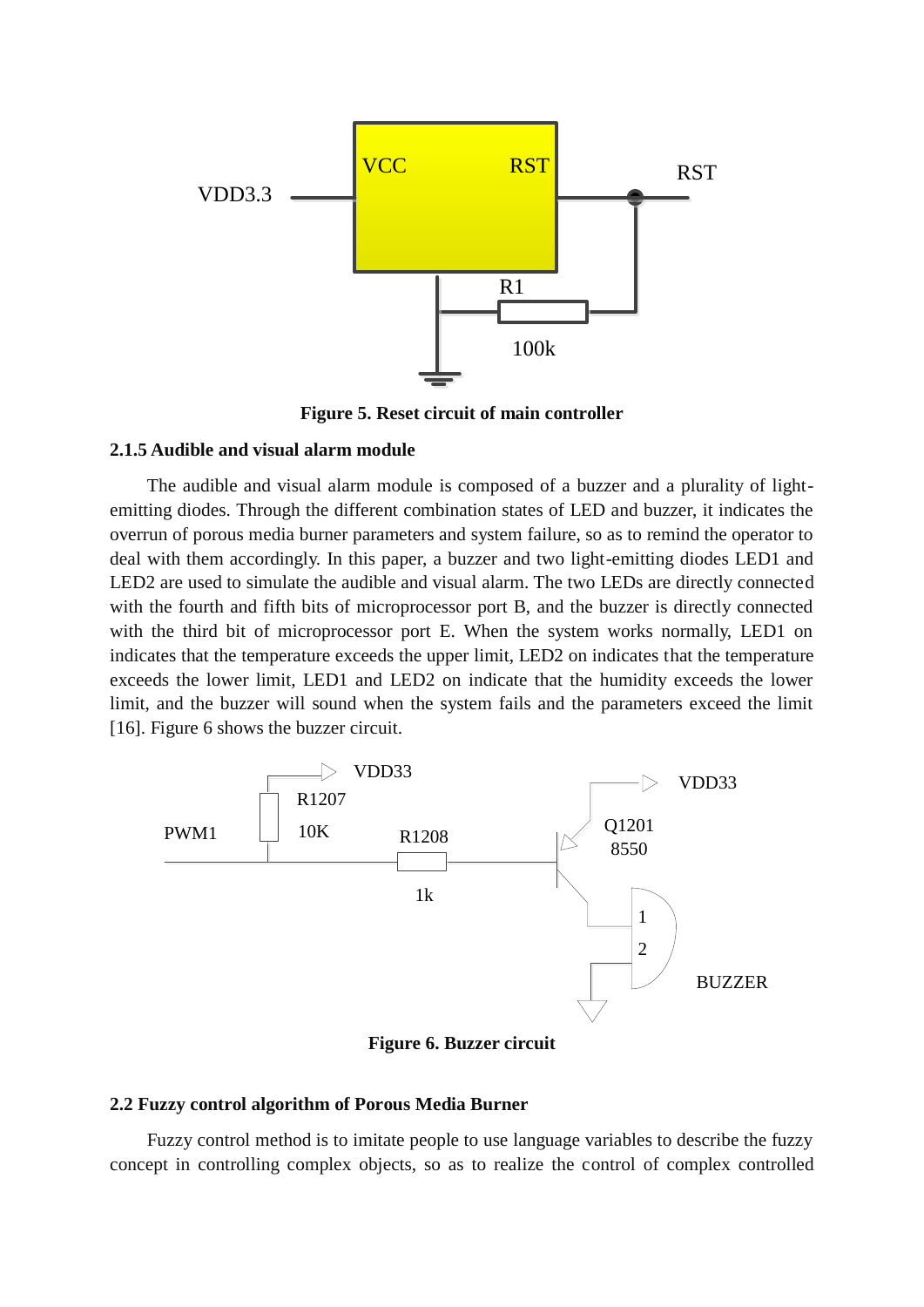**Figure 5. Reset circuit of main controller**

### 2.1.5 Audible and visual alarm module

The audible and visual alarm module is composed of a buzzer and a plurality of light-emitting diodes. Through the different combination states of LED and buzzer, it indicates the overrun of porous media burner parameters and system failure, so as to remind the operator to deal with them accordingly. In this paper, a buzzer and two light-emitting diodes LED1 and LED2 are used to simulate the audible and visual alarm. The two LEDs are directly connected with the fourth and fifth bits of microprocessor port B, and the buzzer is directly connected with the third bit of microprocessor port E. When the system works normally, LED1 on indicates that the temperature exceeds the upper limit, LED2 on indicates that the temperature exceeds the lower limit, LED1 and LED2 on indicate that the humidity exceeds the lower limit, and the buzzer will sound when the system fails and the parameters exceed the limit [16]. Figure 6 shows the buzzer circuit.

**Figure 6. Buzzer circuit**

## 2.2 Fuzzy control algorithm of Porous Media Burner

Fuzzy control method is to imitate people to use language variables to describe the fuzzy concept in controlling complex objects, so as to realize the control of complex controlled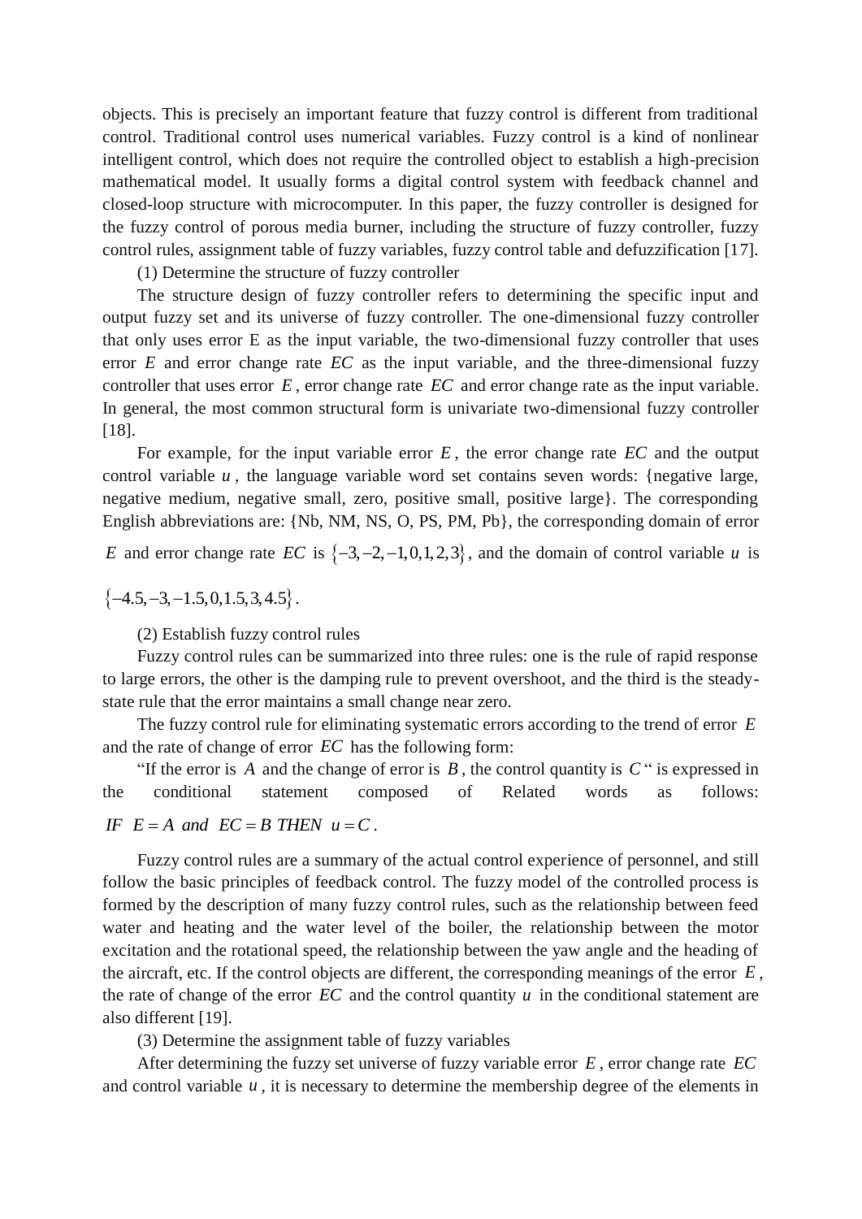objects. This is precisely an important feature that fuzzy control is different from traditional control. Traditional control uses numerical variables. Fuzzy control is a kind of nonlinear intelligent control, which does not require the controlled object to establish a high-precision mathematical model. It usually forms a digital control system with feedback channel and closed-loop structure with microcomputer. In this paper, the fuzzy controller is designed for the fuzzy control of porous media burner, including the structure of fuzzy controller, fuzzy control rules, assignment table of fuzzy variables, fuzzy control table and defuzzification [17].

(1) Determine the structure of fuzzy controller

The structure design of fuzzy controller refers to determining the specific input and output fuzzy set and its universe of fuzzy controller. The one-dimensional fuzzy controller that only uses error E as the input variable, the two-dimensional fuzzy controller that uses error $E$ and error change rate $EC$ as the input variable, and the three-dimensional fuzzy controller that uses error $E$, error change rate $EC$ and error change rate as the input variable. In general, the most common structural form is univariate two-dimensional fuzzy controller [18].

For example, for the input variable error $E$, the error change rate $EC$ and the output control variable $u$, the language variable word set contains seven words: {negative large, negative medium, negative small, zero, positive small, positive large}. The corresponding English abbreviations are: {Nb, NM, NS, O, PS, PM, Pb}, the corresponding domain of error $E$ and error change rate $EC$ is $\{-3,-2,-1,0,1,2,3\}$, and the domain of control variable $u$ is $\{-4.5,-3,-1.5,0,1.5,3,4.5\}$.

(2) Establish fuzzy control rules

Fuzzy control rules can be summarized into three rules: one is the rule of rapid response to large errors, the other is the damping rule to prevent overshoot, and the third is the steady-state rule that the error maintains a small change near zero.

The fuzzy control rule for eliminating systematic errors according to the trend of error $E$ and the rate of change of error $EC$ has the following form:

"If the error is $A$ and the change of error is $B$, the control quantity is $C$ " is expressed in the conditional statement composed of Related words as follows: $IF\ \ E = A\ \ and\ \ EC = B\ THEN\ \ u = C$.

Fuzzy control rules are a summary of the actual control experience of personnel, and still follow the basic principles of feedback control. The fuzzy model of the controlled process is formed by the description of many fuzzy control rules, such as the relationship between feed water and heating and the water level of the boiler, the relationship between the motor excitation and the rotational speed, the relationship between the yaw angle and the heading of the aircraft, etc. If the control objects are different, the corresponding meanings of the error $E$, the rate of change of the error $EC$ and the control quantity $u$ in the conditional statement are also different [19].

(3) Determine the assignment table of fuzzy variables

After determining the fuzzy set universe of fuzzy variable error $E$, error change rate $EC$ and control variable $u$, it is necessary to determine the membership degree of the elements in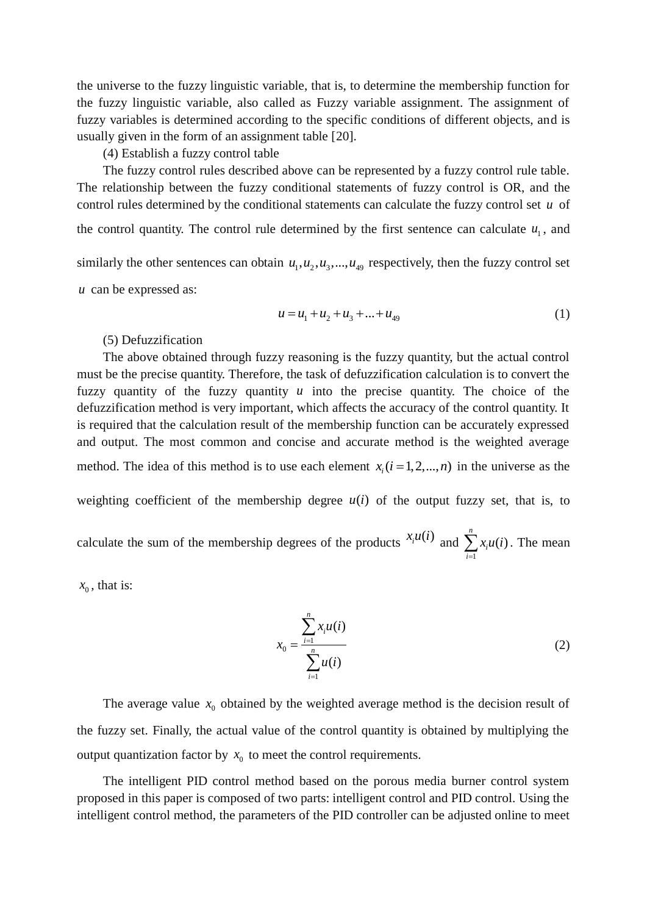the universe to the fuzzy linguistic variable, that is, to determine the membership function for the fuzzy linguistic variable, also called as Fuzzy variable assignment. The assignment of fuzzy variables is determined according to the specific conditions of different objects, and is usually given in the form of an assignment table [20].

(4) Establish a fuzzy control table

The fuzzy control rules described above can be represented by a fuzzy control rule table. The relationship between the fuzzy conditional statements of fuzzy control is OR, and the control rules determined by the conditional statements can calculate the fuzzy control set $u$ of the control quantity. The control rule determined by the first sentence can calculate $u_1$, and similarly the other sentences can obtain $u_1, u_2, u_3, ..., u_{49}$ respectively, then the fuzzy control set $u$ can be expressed as:

$$u = u_1 + u_2 + u_3 + ... + u_{49} \tag{1}$$

(5) Defuzzification

The above obtained through fuzzy reasoning is the fuzzy quantity, but the actual control must be the precise quantity. Therefore, the task of defuzzification calculation is to convert the fuzzy quantity of the fuzzy quantity $u$ into the precise quantity. The choice of the defuzzification method is very important, which affects the accuracy of the control quantity. It is required that the calculation result of the membership function can be accurately expressed and output. The most common and concise and accurate method is the weighted average method. The idea of this method is to use each element $x_i (i = 1, 2, ..., n)$ in the universe as the weighting coefficient of the membership degree $u(i)$ of the output fuzzy set, that is, to calculate the sum of the membership degrees of the products $x_i u(i)$ and $\sum_{i=1}^{n} x_i u(i)$. The mean $x_0$, that is:

$$x_0 = \frac{\sum_{i=1}^{n} x_i u(i)}{\sum_{i=1}^{n} u(i)} \tag{2}$$

The average value $x_0$ obtained by the weighted average method is the decision result of the fuzzy set. Finally, the actual value of the control quantity is obtained by multiplying the output quantization factor by $x_0$ to meet the control requirements.

The intelligent PID control method based on the porous media burner control system proposed in this paper is composed of two parts: intelligent control and PID control. Using the intelligent control method, the parameters of the PID controller can be adjusted online to meet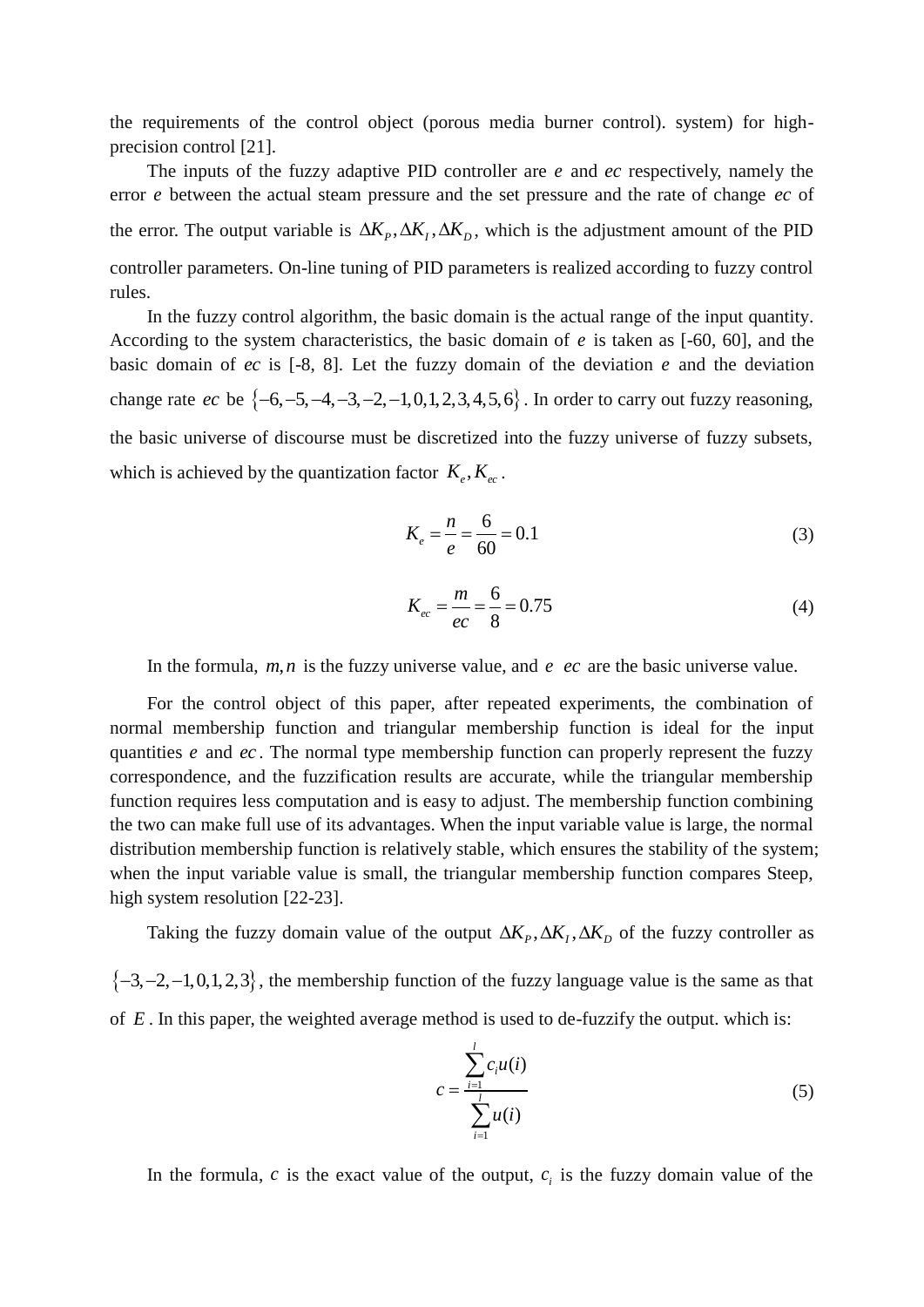the requirements of the control object (porous media burner control). system) for high-precision control [21].

The inputs of the fuzzy adaptive PID controller are $e$ and $ec$ respectively, namely the error $e$ between the actual steam pressure and the set pressure and the rate of change $ec$ of the error. The output variable is $\Delta K_P, \Delta K_I, \Delta K_D$, which is the adjustment amount of the PID controller parameters. On-line tuning of PID parameters is realized according to fuzzy control rules.

In the fuzzy control algorithm, the basic domain is the actual range of the input quantity. According to the system characteristics, the basic domain of $e$ is taken as [-60, 60], and the basic domain of $ec$ is [-8, 8]. Let the fuzzy domain of the deviation $e$ and the deviation change rate $ec$ be $\{-6,-5,-4,-3,-2,-1,0,1,2,3,4,5,6\}$. In order to carry out fuzzy reasoning, the basic universe of discourse must be discretized into the fuzzy universe of fuzzy subsets, which is achieved by the quantization factor $K_e, K_{ec}$.

$$K_e = \frac{n}{e} = \frac{6}{60} = 0.1 \tag{3}$$

$$K_{ec} = \frac{m}{ec} = \frac{6}{8} = 0.75 \tag{4}$$

In the formula, $m, n$ is the fuzzy universe value, and $e$ $ec$ are the basic universe value.

For the control object of this paper, after repeated experiments, the combination of normal membership function and triangular membership function is ideal for the input quantities $e$ and $ec$. The normal type membership function can properly represent the fuzzy correspondence, and the fuzzification results are accurate, while the triangular membership function requires less computation and is easy to adjust. The membership function combining the two can make full use of its advantages. When the input variable value is large, the normal distribution membership function is relatively stable, which ensures the stability of the system; when the input variable value is small, the triangular membership function compares Steep, high system resolution [22-23].

Taking the fuzzy domain value of the output $\Delta K_P, \Delta K_I, \Delta K_D$ of the fuzzy controller as $\{-3,-2,-1,0,1,2,3\}$, the membership function of the fuzzy language value is the same as that of $E$. In this paper, the weighted average method is used to de-fuzzify the output. which is:

$$c = \frac{\sum_{i=1}^{l} c_i u(i)}{\sum_{i=1}^{l} u(i)} \tag{5}$$

In the formula, $c$ is the exact value of the output, $c_i$ is the fuzzy domain value of the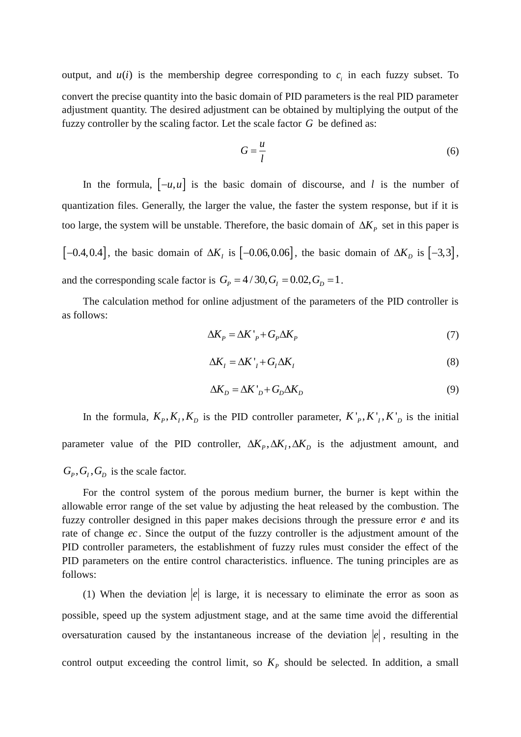output, and $u(i)$ is the membership degree corresponding to $c_i$ in each fuzzy subset. To convert the precise quantity into the basic domain of PID parameters is the real PID parameter adjustment quantity. The desired adjustment can be obtained by multiplying the output of the fuzzy controller by the scaling factor. Let the scale factor $G$ be defined as:

$$G = \frac{u}{l} \tag{6}$$

In the formula, $[-u, u]$ is the basic domain of discourse, and $l$ is the number of quantization files. Generally, the larger the value, the faster the system response, but if it is too large, the system will be unstable. Therefore, the basic domain of $\Delta K_P$ set in this paper is $[-0.4, 0.4]$, the basic domain of $\Delta K_I$ is $[-0.06, 0.06]$, the basic domain of $\Delta K_D$ is $[-3, 3]$, and the corresponding scale factor is $G_P = 4/30, G_I = 0.02, G_D = 1$.

The calculation method for online adjustment of the parameters of the PID controller is as follows:

$$\Delta K_P = \Delta K'_P + G_P \Delta K_P \tag{7}$$

$$\Delta K_I = \Delta K'_I + G_I \Delta K_I \tag{8}$$

$$\Delta K_D = \Delta K'_D + G_D \Delta K_D \tag{9}$$

In the formula, $K_P, K_I, K_D$ is the PID controller parameter, $K'_P, K'_I, K'_D$ is the initial parameter value of the PID controller, $\Delta K_P, \Delta K_I, \Delta K_D$ is the adjustment amount, and $G_P, G_I, G_D$ is the scale factor.

For the control system of the porous medium burner, the burner is kept within the allowable error range of the set value by adjusting the heat released by the combustion. The fuzzy controller designed in this paper makes decisions through the pressure error $e$ and its rate of change $ec$. Since the output of the fuzzy controller is the adjustment amount of the PID controller parameters, the establishment of fuzzy rules must consider the effect of the PID parameters on the entire control characteristics. influence. The tuning principles are as follows:

(1) When the deviation $|e|$ is large, it is necessary to eliminate the error as soon as possible, speed up the system adjustment stage, and at the same time avoid the differential oversaturation caused by the instantaneous increase of the deviation $|e|$, resulting in the control output exceeding the control limit, so $K_P$ should be selected. In addition, a small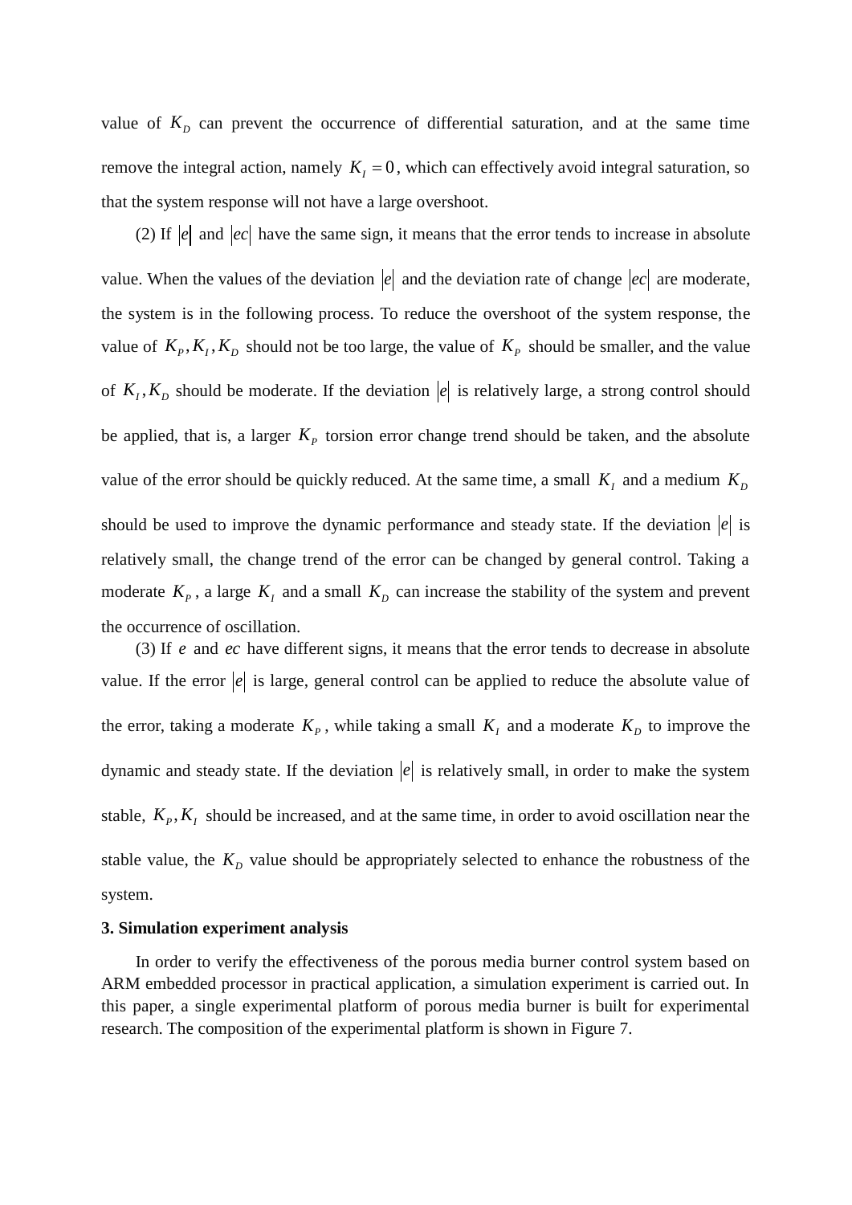value of $K_D$ can prevent the occurrence of differential saturation, and at the same time remove the integral action, namely $K_I = 0$, which can effectively avoid integral saturation, so that the system response will not have a large overshoot.

(2) If $|e|$ and $|ec|$ have the same sign, it means that the error tends to increase in absolute value. When the values of the deviation $|e|$ and the deviation rate of change $|ec|$ are moderate, the system is in the following process. To reduce the overshoot of the system response, the value of $K_P, K_I, K_D$ should not be too large, the value of $K_P$ should be smaller, and the value of $K_I, K_D$ should be moderate. If the deviation $|e|$ is relatively large, a strong control should be applied, that is, a larger $K_P$ torsion error change trend should be taken, and the absolute value of the error should be quickly reduced. At the same time, a small $K_I$ and a medium $K_D$ should be used to improve the dynamic performance and steady state. If the deviation $|e|$ is relatively small, the change trend of the error can be changed by general control. Taking a moderate $K_P$, a large $K_I$ and a small $K_D$ can increase the stability of the system and prevent the occurrence of oscillation.

(3) If $e$ and $ec$ have different signs, it means that the error tends to decrease in absolute value. If the error $|e|$ is large, general control can be applied to reduce the absolute value of the error, taking a moderate $K_P$, while taking a small $K_I$ and a moderate $K_D$ to improve the dynamic and steady state. If the deviation $|e|$ is relatively small, in order to make the system stable, $K_P, K_I$ should be increased, and at the same time, in order to avoid oscillation near the stable value, the $K_D$ value should be appropriately selected to enhance the robustness of the system.

**3. Simulation experiment analysis**

In order to verify the effectiveness of the porous media burner control system based on ARM embedded processor in practical application, a simulation experiment is carried out. In this paper, a single experimental platform of porous media burner is built for experimental research. The composition of the experimental platform is shown in Figure 7.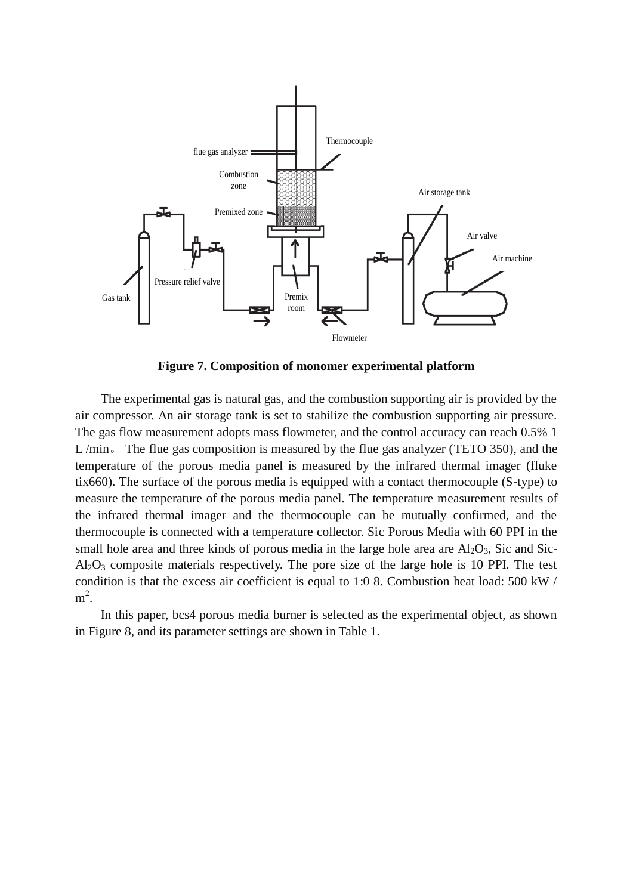**Figure 7. Composition of monomer experimental platform**

The experimental gas is natural gas, and the combustion supporting air is provided by the air compressor. An air storage tank is set to stabilize the combustion supporting air pressure. The gas flow measurement adopts mass flowmeter, and the control accuracy can reach 0.5% 1 L /min。 The flue gas composition is measured by the flue gas analyzer (TETO 350), and the temperature of the porous media panel is measured by the infrared thermal imager (fluke tix660). The surface of the porous media is equipped with a contact thermocouple (S-type) to measure the temperature of the porous media panel. The temperature measurement results of the infrared thermal imager and the thermocouple can be mutually confirmed, and the thermocouple is connected with a temperature collector. Sic Porous Media with 60 PPI in the small hole area and three kinds of porous media in the large hole area are $Al_2O_3$, Sic and Sic-$Al_2O_3$ composite materials respectively. The pore size of the large hole is 10 PPI. The test condition is that the excess air coefficient is equal to 1:0 8. Combustion heat load: 500 kW / $m^2$.

In this paper, bcs4 porous media burner is selected as the experimental object, as shown in Figure 8, and its parameter settings are shown in Table 1.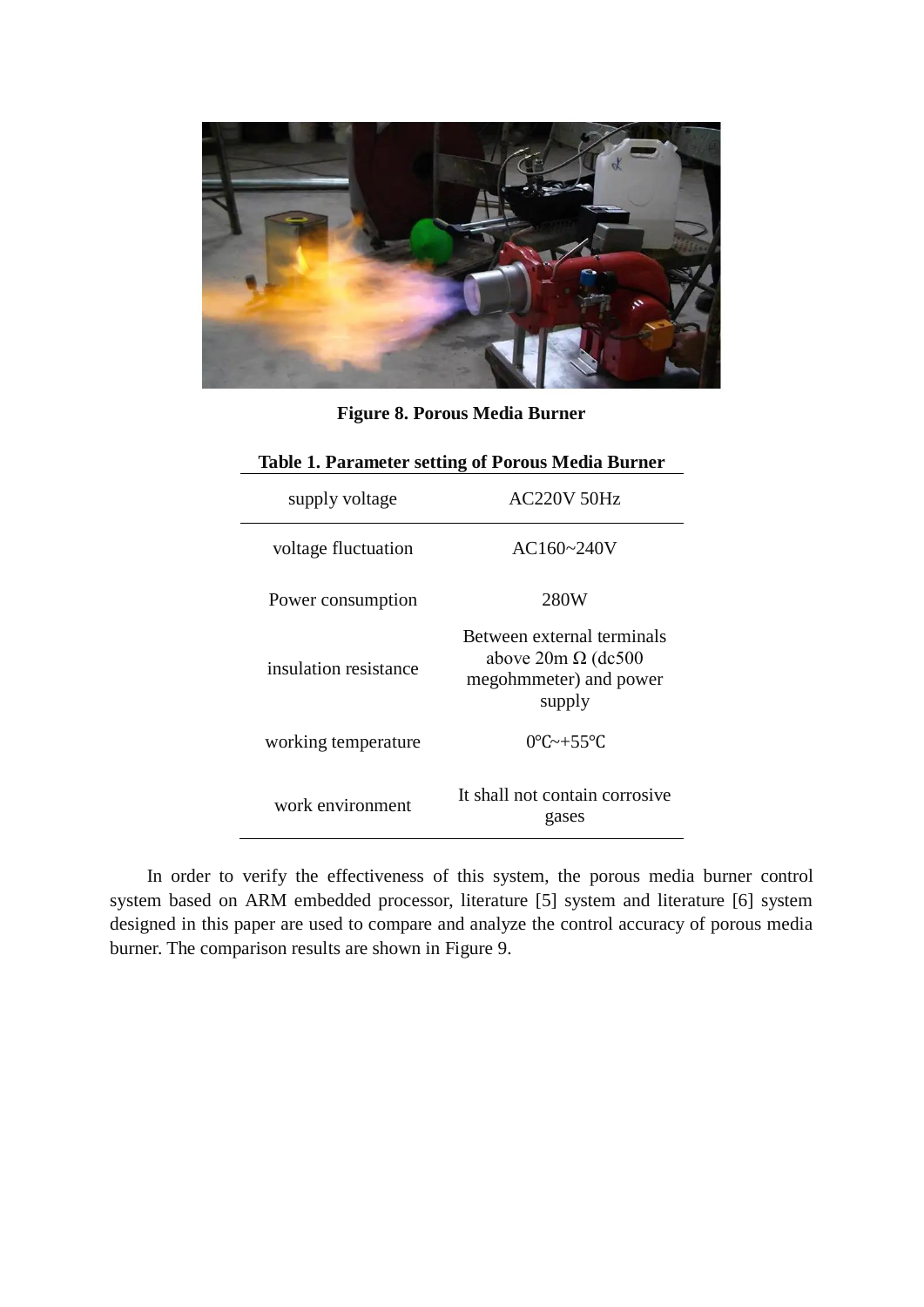Figure 8. Porous Media Burner

**Table 1. Parameter setting of Porous Media Burner**

| supply voltage | AC220V 50Hz |
|---|---|
| voltage fluctuation | AC160~240V |
| Power consumption | 280W |
| insulation resistance | Between external terminals above 20m Ω (dc500 megohmmeter) and power supply |
| working temperature | 0℃~+55℃ |
| work environment | It shall not contain corrosive gases |

In order to verify the effectiveness of this system, the porous media burner control system based on ARM embedded processor, literature [5] system and literature [6] system designed in this paper are used to compare and analyze the control accuracy of porous media burner. The comparison results are shown in Figure 9.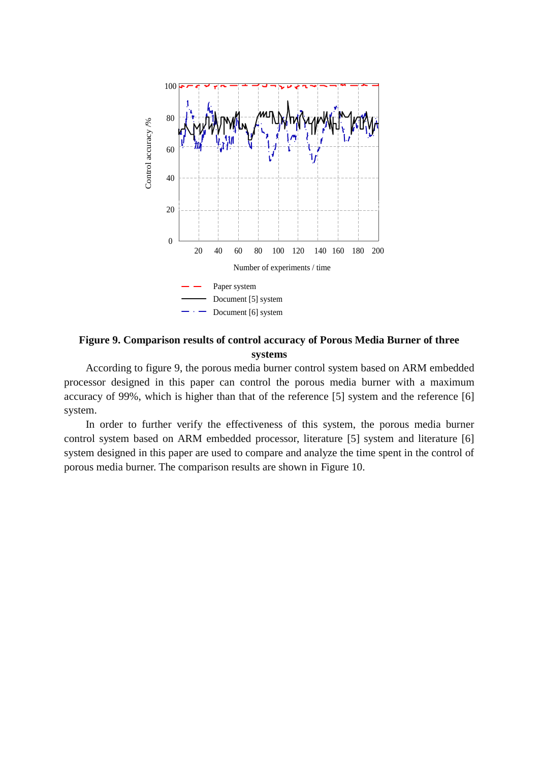**Figure 9. Comparison results of control accuracy of Porous Media Burner of three systems**

According to figure 9, the porous media burner control system based on ARM embedded processor designed in this paper can control the porous media burner with a maximum accuracy of 99%, which is higher than that of the reference [5] system and the reference [6] system.

In order to further verify the effectiveness of this system, the porous media burner control system based on ARM embedded processor, literature [5] system and literature [6] system designed in this paper are used to compare and analyze the time spent in the control of porous media burner. The comparison results are shown in Figure 10.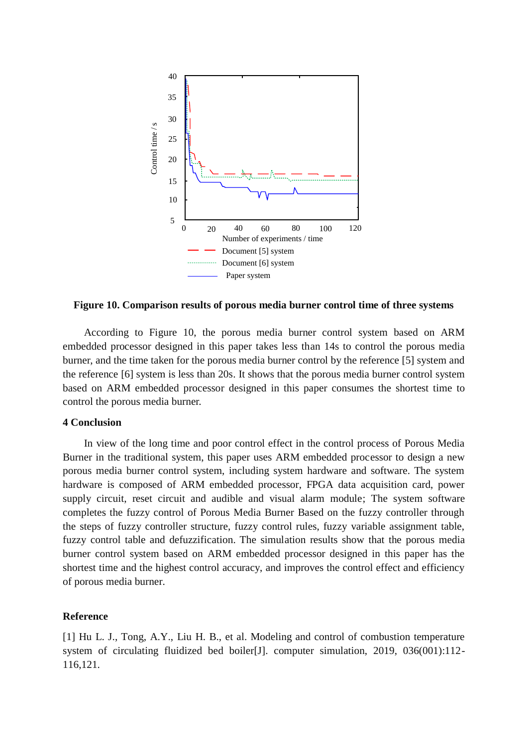**Figure 10. Comparison results of porous media burner control time of three systems**

According to Figure 10, the porous media burner control system based on ARM embedded processor designed in this paper takes less than 14s to control the porous media burner, and the time taken for the porous media burner control by the reference [5] system and the reference [6] system is less than 20s. It shows that the porous media burner control system based on ARM embedded processor designed in this paper consumes the shortest time to control the porous media burner.

## 4 Conclusion

In view of the long time and poor control effect in the control process of Porous Media Burner in the traditional system, this paper uses ARM embedded processor to design a new porous media burner control system, including system hardware and software. The system hardware is composed of ARM embedded processor, FPGA data acquisition card, power supply circuit, reset circuit and audible and visual alarm module; The system software completes the fuzzy control of Porous Media Burner Based on the fuzzy controller through the steps of fuzzy controller structure, fuzzy control rules, fuzzy variable assignment table, fuzzy control table and defuzzification. The simulation results show that the porous media burner control system based on ARM embedded processor designed in this paper has the shortest time and the highest control accuracy, and improves the control effect and efficiency of porous media burner.

## Reference

[1] Hu L. J., Tong, A.Y., Liu H. B., et al. Modeling and control of combustion temperature system of circulating fluidized bed boiler[J]. computer simulation, 2019, 036(001):112-116,121.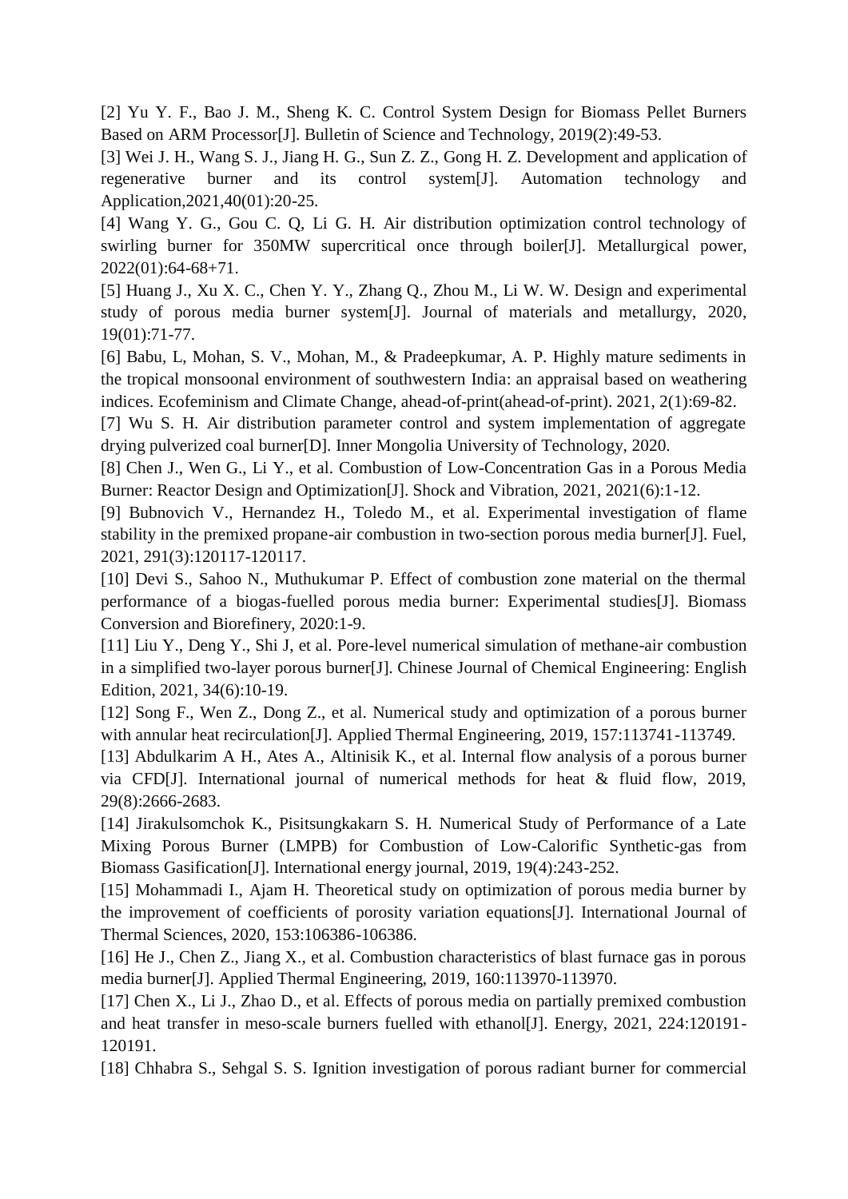[2] Yu Y. F., Bao J. M., Sheng K. C. Control System Design for Biomass Pellet Burners Based on ARM Processor[J]. Bulletin of Science and Technology, 2019(2):49-53.

[3] Wei J. H., Wang S. J., Jiang H. G., Sun Z. Z., Gong H. Z. Development and application of regenerative burner and its control system[J]. Automation technology and Application,2021,40(01):20-25.

[4] Wang Y. G., Gou C. Q, Li G. H. Air distribution optimization control technology of swirling burner for 350MW supercritical once through boiler[J]. Metallurgical power, 2022(01):64-68+71.

[5] Huang J., Xu X. C., Chen Y. Y., Zhang Q., Zhou M., Li W. W. Design and experimental study of porous media burner system[J]. Journal of materials and metallurgy, 2020, 19(01):71-77.

[6] Babu, L, Mohan, S. V., Mohan, M., & Pradeepkumar, A. P. Highly mature sediments in the tropical monsoonal environment of southwestern India: an appraisal based on weathering indices. Ecofeminism and Climate Change, ahead-of-print(ahead-of-print). 2021, 2(1):69-82.

[7] Wu S. H. Air distribution parameter control and system implementation of aggregate drying pulverized coal burner[D]. Inner Mongolia University of Technology, 2020.

[8] Chen J., Wen G., Li Y., et al. Combustion of Low-Concentration Gas in a Porous Media Burner: Reactor Design and Optimization[J]. Shock and Vibration, 2021, 2021(6):1-12.

[9] Bubnovich V., Hernandez H., Toledo M., et al. Experimental investigation of flame stability in the premixed propane-air combustion in two-section porous media burner[J]. Fuel, 2021, 291(3):120117-120117.

[10] Devi S., Sahoo N., Muthukumar P. Effect of combustion zone material on the thermal performance of a biogas-fuelled porous media burner: Experimental studies[J]. Biomass Conversion and Biorefinery, 2020:1-9.

[11] Liu Y., Deng Y., Shi J, et al. Pore-level numerical simulation of methane-air combustion in a simplified two-layer porous burner[J]. Chinese Journal of Chemical Engineering: English Edition, 2021, 34(6):10-19.

[12] Song F., Wen Z., Dong Z., et al. Numerical study and optimization of a porous burner with annular heat recirculation[J]. Applied Thermal Engineering, 2019, 157:113741-113749.

[13] Abdulkarim A H., Ates A., Altinisik K., et al. Internal flow analysis of a porous burner via CFD[J]. International journal of numerical methods for heat & fluid flow, 2019, 29(8):2666-2683.

[14] Jirakulsomchok K., Pisitsungkakarn S. H. Numerical Study of Performance of a Late Mixing Porous Burner (LMPB) for Combustion of Low-Calorific Synthetic-gas from Biomass Gasification[J]. International energy journal, 2019, 19(4):243-252.

[15] Mohammadi I., Ajam H. Theoretical study on optimization of porous media burner by the improvement of coefficients of porosity variation equations[J]. International Journal of Thermal Sciences, 2020, 153:106386-106386.

[16] He J., Chen Z., Jiang X., et al. Combustion characteristics of blast furnace gas in porous media burner[J]. Applied Thermal Engineering, 2019, 160:113970-113970.

[17] Chen X., Li J., Zhao D., et al. Effects of porous media on partially premixed combustion and heat transfer in meso-scale burners fuelled with ethanol[J]. Energy, 2021, 224:120191-120191.

[18] Chhabra S., Sehgal S. S. Ignition investigation of porous radiant burner for commercial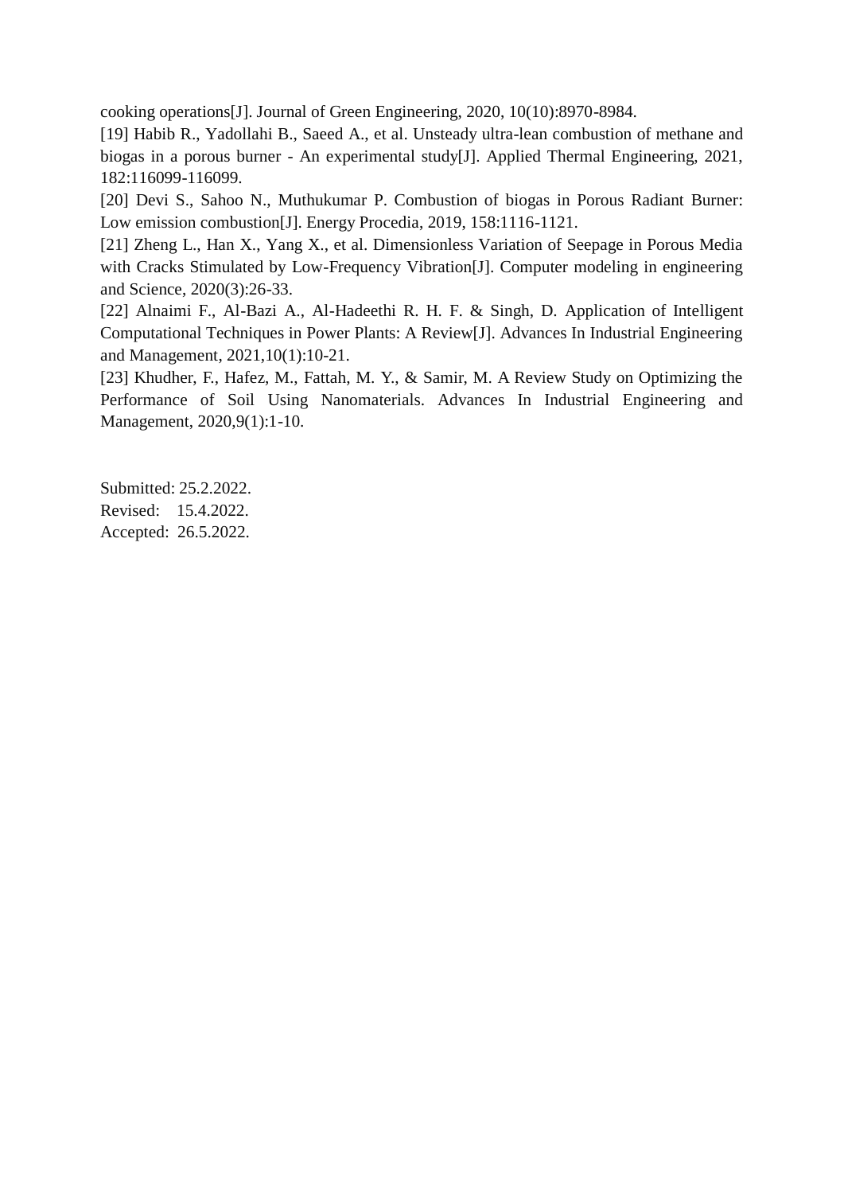cooking operations[J]. Journal of Green Engineering, 2020, 10(10):8970-8984.

[19] Habib R., Yadollahi B., Saeed A., et al. Unsteady ultra-lean combustion of methane and biogas in a porous burner - An experimental study[J]. Applied Thermal Engineering, 2021, 182:116099-116099.

[20] Devi S., Sahoo N., Muthukumar P. Combustion of biogas in Porous Radiant Burner: Low emission combustion[J]. Energy Procedia, 2019, 158:1116-1121.

[21] Zheng L., Han X., Yang X., et al. Dimensionless Variation of Seepage in Porous Media with Cracks Stimulated by Low-Frequency Vibration[J]. Computer modeling in engineering and Science, 2020(3):26-33.

[22] Alnaimi F., Al-Bazi A., Al-Hadeethi R. H. F. & Singh, D. Application of Intelligent Computational Techniques in Power Plants: A Review[J]. Advances In Industrial Engineering and Management, 2021,10(1):10-21.

[23] Khudher, F., Hafez, M., Fattah, M. Y., & Samir, M. A Review Study on Optimizing the Performance of Soil Using Nanomaterials. Advances In Industrial Engineering and Management, 2020,9(1):1-10.

Submitted: 25.2.2022.
Revised: 15.4.2022.
Accepted: 26.5.2022.